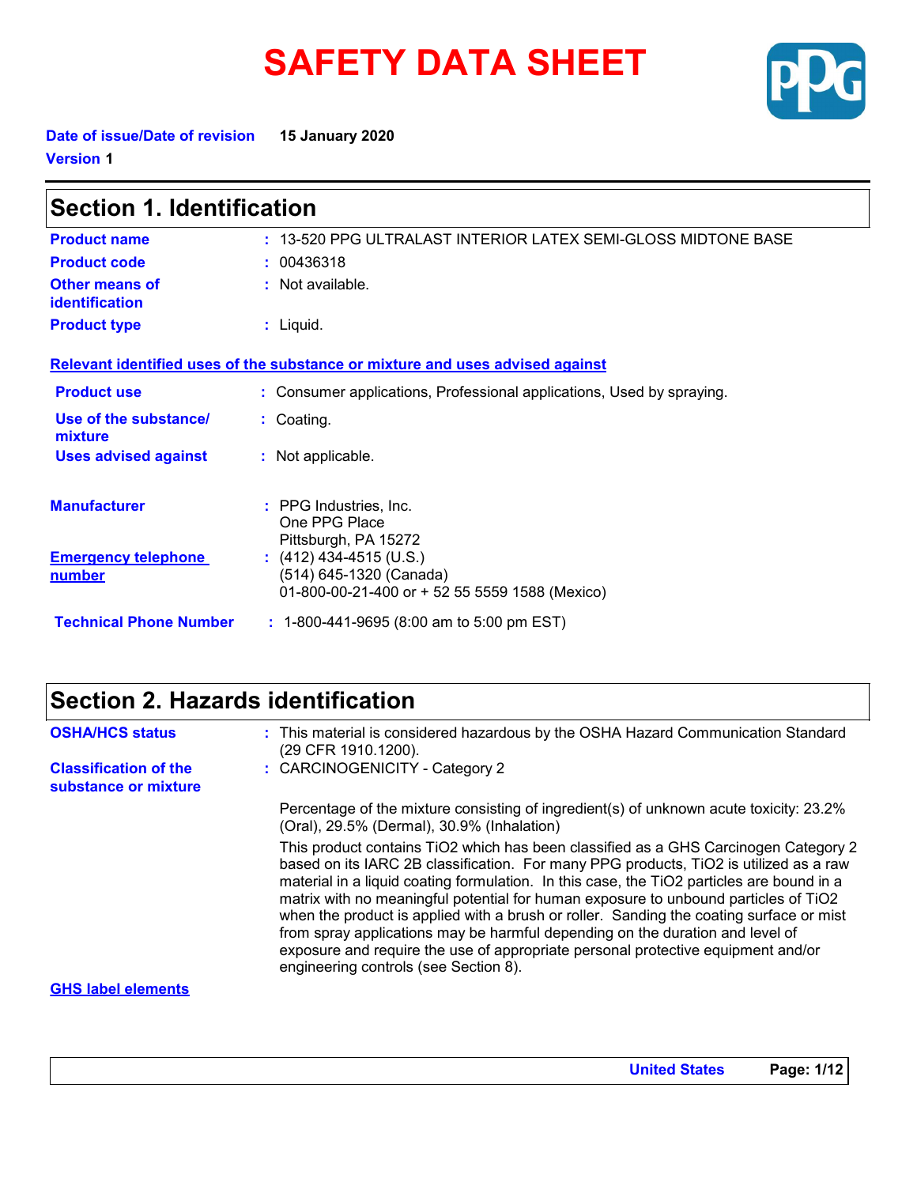# SAFETY DATA SHEET

**Date of issue/Date of revision** 15 January 2020

**Version** 1

## Section 1. Identification

| | |
|---|---|
| **Product name** | : 13-520 PPG ULTRALAST INTERIOR LATEX SEMI-GLOSS MIDTONE BASE |
| **Product code** | : 00436318 |
| **Other means of identification** | : Not available. |
| **Product type** | : Liquid. |

**Relevant identified uses of the substance or mixture and uses advised against**

| | |
|---|---|
| **Product use** | : Consumer applications, Professional applications, Used by spraying. |
| **Use of the substance/ mixture** | : Coating. |
| **Uses advised against** | : Not applicable. |

| | |
|---|---|
| **Manufacturer** | : PPG Industries, Inc.<br>One PPG Place<br>Pittsburgh, PA 15272 |
| **Emergency telephone number** | : (412) 434-4515 (U.S.)<br>(514) 645-1320 (Canada)<br>01-800-00-21-400 or + 52 55 5559 1588 (Mexico) |
| **Technical Phone Number** | : 1-800-441-9695 (8:00 am to 5:00 pm EST) |

## Section 2. Hazards identification

**OSHA/HCS status** : This material is considered hazardous by the OSHA Hazard Communication Standard (29 CFR 1910.1200).

**Classification of the substance or mixture** : CARCINOGENICITY - Category 2

Percentage of the mixture consisting of ingredient(s) of unknown acute toxicity: 23.2% (Oral), 29.5% (Dermal), 30.9% (Inhalation)

This product contains TiO2 which has been classified as a GHS Carcinogen Category 2 based on its IARC 2B classification. For many PPG products, TiO2 is utilized as a raw material in a liquid coating formulation. In this case, the TiO2 particles are bound in a matrix with no meaningful potential for human exposure to unbound particles of TiO2 when the product is applied with a brush or roller. Sanding the coating surface or mist from spray applications may be harmful depending on the duration and level of exposure and require the use of appropriate personal protective equipment and/or engineering controls (see Section 8).

**GHS label elements**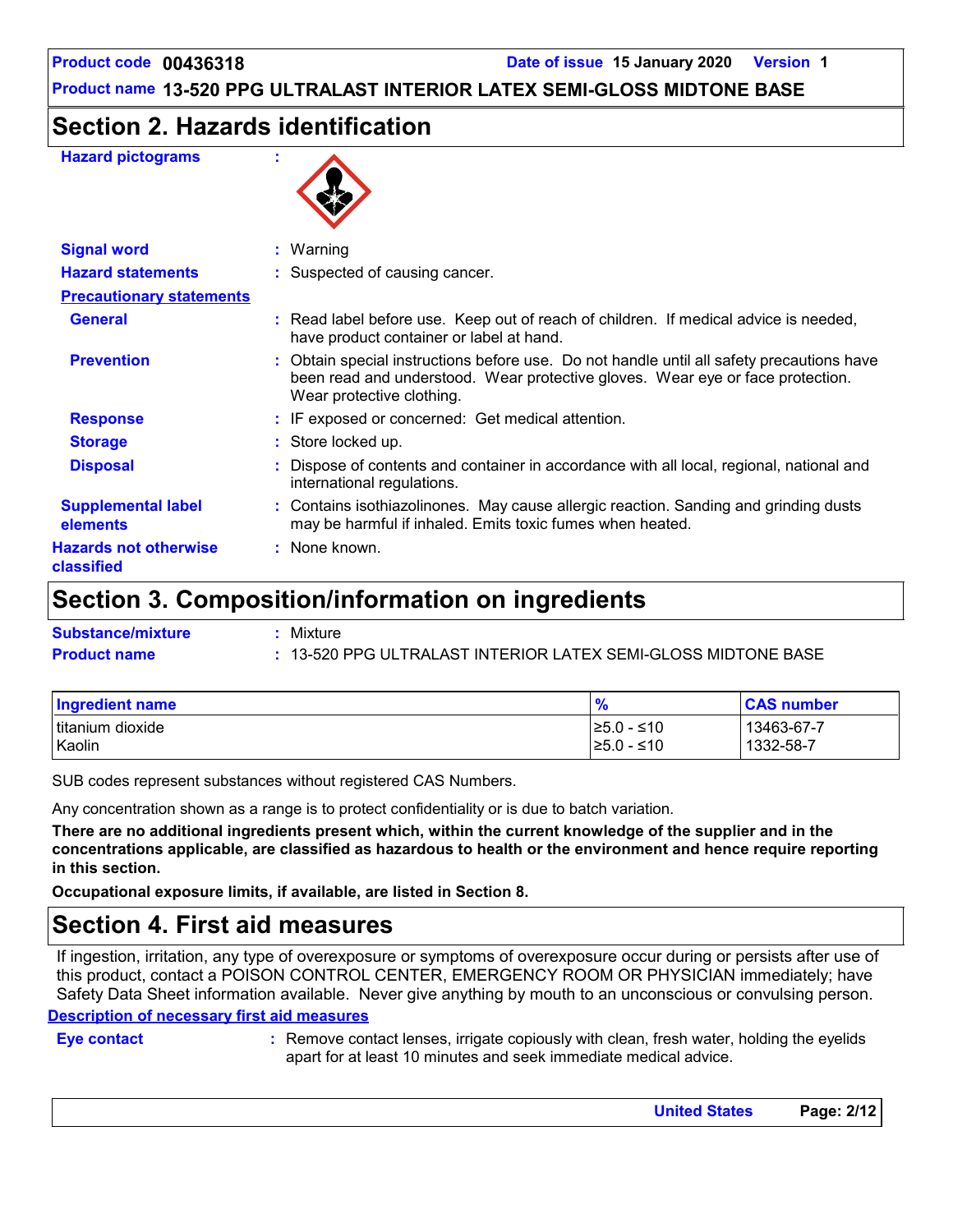## Section 2. Hazards identification

**Hazard pictograms** :

**Signal word** : Warning

**Hazard statements** : Suspected of causing cancer.

**Precautionary statements**

**General** : Read label before use. Keep out of reach of children. If medical advice is needed, have product container or label at hand.

**Prevention** : Obtain special instructions before use. Do not handle until all safety precautions have been read and understood. Wear protective gloves. Wear eye or face protection. Wear protective clothing.

**Response** : IF exposed or concerned: Get medical attention.

**Storage** : Store locked up.

**Disposal** : Dispose of contents and container in accordance with all local, regional, national and international regulations.

**Supplemental label elements** : Contains isothiazolinones. May cause allergic reaction. Sanding and grinding dusts may be harmful if inhaled. Emits toxic fumes when heated.

**Hazards not otherwise classified** : None known.

## Section 3. Composition/information on ingredients

**Substance/mixture** : Mixture

**Product name** : 13-520 PPG ULTRALAST INTERIOR LATEX SEMI-GLOSS MIDTONE BASE

| Ingredient name | % | CAS number |
|---|---|---|
| titanium dioxide | ≥5.0 - ≤10 | 13463-67-7 |
| Kaolin | ≥5.0 - ≤10 | 1332-58-7 |

SUB codes represent substances without registered CAS Numbers.

Any concentration shown as a range is to protect confidentiality or is due to batch variation.

**There are no additional ingredients present which, within the current knowledge of the supplier and in the concentrations applicable, are classified as hazardous to health or the environment and hence require reporting in this section.**

**Occupational exposure limits, if available, are listed in Section 8.**

## Section 4. First aid measures

If ingestion, irritation, any type of overexposure or symptoms of overexposure occur during or persists after use of this product, contact a POISON CONTROL CENTER, EMERGENCY ROOM OR PHYSICIAN immediately; have Safety Data Sheet information available. Never give anything by mouth to an unconscious or convulsing person.

**Description of necessary first aid measures**

**Eye contact** : Remove contact lenses, irrigate copiously with clean, fresh water, holding the eyelids apart for at least 10 minutes and seek immediate medical advice.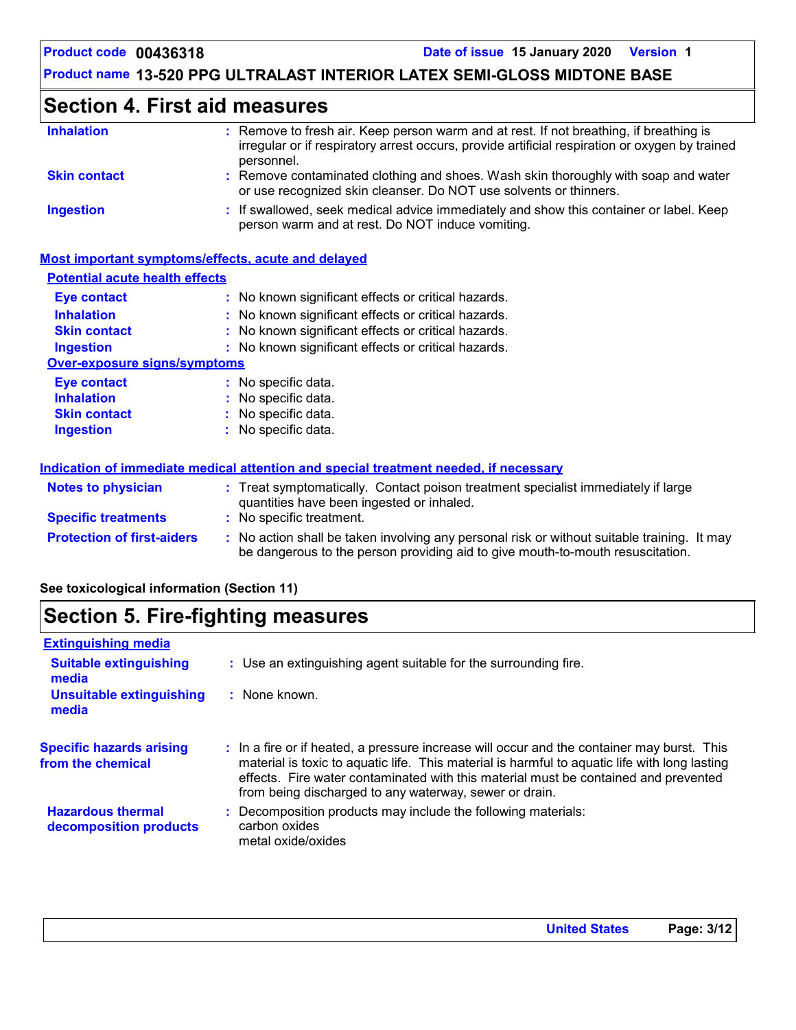## Section 4. First aid measures

| | |
|---|---|
| **Inhalation** | : Remove to fresh air. Keep person warm and at rest. If not breathing, if breathing is irregular or if respiratory arrest occurs, provide artificial respiration or oxygen by trained personnel. |
| **Skin contact** | : Remove contaminated clothing and shoes. Wash skin thoroughly with soap and water or use recognized skin cleanser. Do NOT use solvents or thinners. |
| **Ingestion** | : If swallowed, seek medical advice immediately and show this container or label. Keep person warm and at rest. Do NOT induce vomiting. |

### Most important symptoms/effects, acute and delayed

**Potential acute health effects**

| | |
|---|---|
| **Eye contact** | : No known significant effects or critical hazards. |
| **Inhalation** | : No known significant effects or critical hazards. |
| **Skin contact** | : No known significant effects or critical hazards. |
| **Ingestion** | : No known significant effects or critical hazards. |

**Over-exposure signs/symptoms**

| | |
|---|---|
| **Eye contact** | : No specific data. |
| **Inhalation** | : No specific data. |
| **Skin contact** | : No specific data. |
| **Ingestion** | : No specific data. |

### Indication of immediate medical attention and special treatment needed, if necessary

| | |
|---|---|
| **Notes to physician** | : Treat symptomatically. Contact poison treatment specialist immediately if large quantities have been ingested or inhaled. |
| **Specific treatments** | : No specific treatment. |
| **Protection of first-aiders** | : No action shall be taken involving any personal risk or without suitable training. It may be dangerous to the person providing aid to give mouth-to-mouth resuscitation. |

**See toxicological information (Section 11)**

## Section 5. Fire-fighting measures

### Extinguishing media

| | |
|---|---|
| **Suitable extinguishing media** | : Use an extinguishing agent suitable for the surrounding fire. |
| **Unsuitable extinguishing media** | : None known. |

| | |
|---|---|
| **Specific hazards arising from the chemical** | : In a fire or if heated, a pressure increase will occur and the container may burst. This material is toxic to aquatic life. This material is harmful to aquatic life with long lasting effects. Fire water contaminated with this material must be contained and prevented from being discharged to any waterway, sewer or drain. |
| **Hazardous thermal decomposition products** | : Decomposition products may include the following materials: carbon oxides metal oxide/oxides |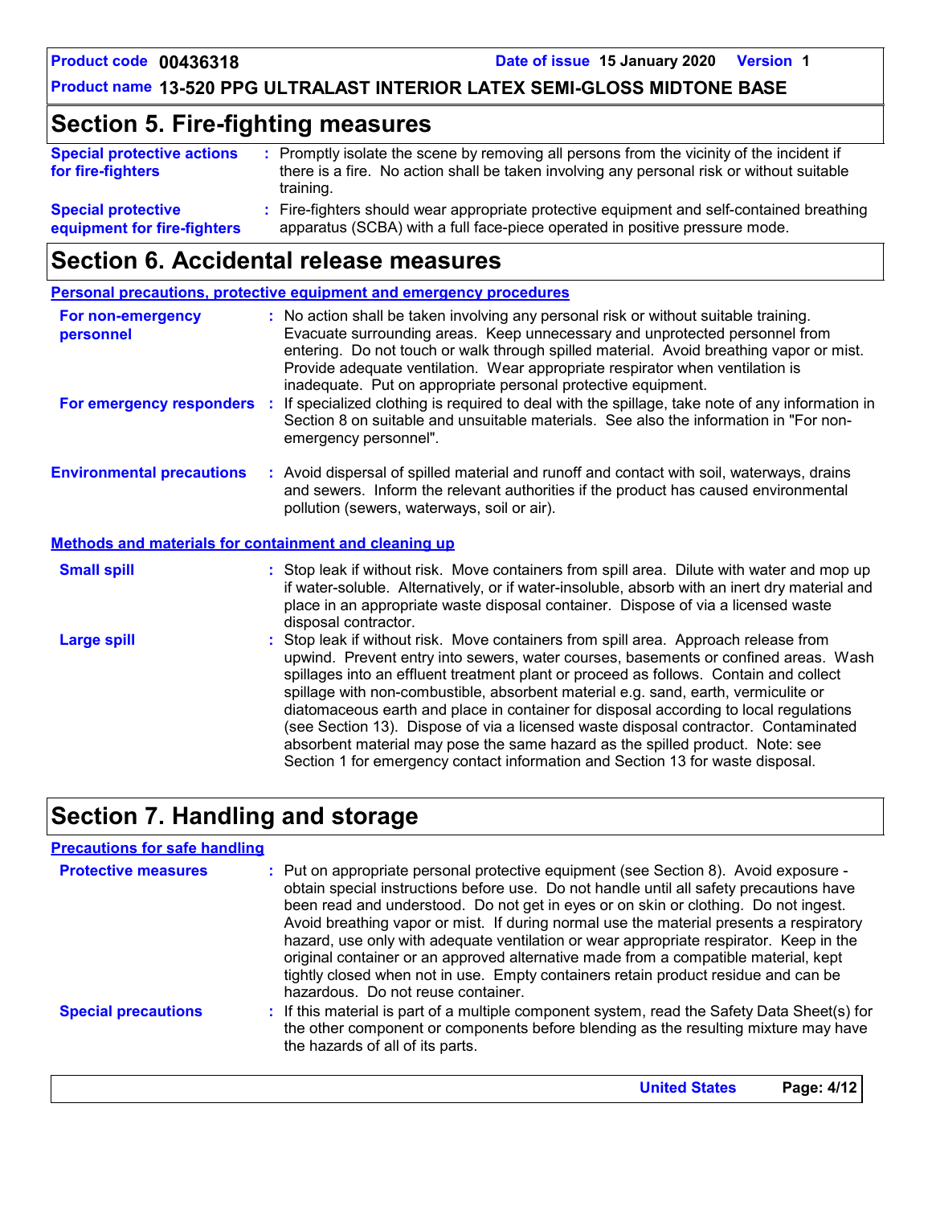## Section 5. Fire-fighting measures

**Special protective actions for fire-fighters** : Promptly isolate the scene by removing all persons from the vicinity of the incident if there is a fire. No action shall be taken involving any personal risk or without suitable training.

**Special protective equipment for fire-fighters** : Fire-fighters should wear appropriate protective equipment and self-contained breathing apparatus (SCBA) with a full face-piece operated in positive pressure mode.

## Section 6. Accidental release measures

### Personal precautions, protective equipment and emergency procedures

**For non-emergency personnel** : No action shall be taken involving any personal risk or without suitable training. Evacuate surrounding areas. Keep unnecessary and unprotected personnel from entering. Do not touch or walk through spilled material. Avoid breathing vapor or mist. Provide adequate ventilation. Wear appropriate respirator when ventilation is inadequate. Put on appropriate personal protective equipment.

**For emergency responders** : If specialized clothing is required to deal with the spillage, take note of any information in Section 8 on suitable and unsuitable materials. See also the information in "For non-emergency personnel".

**Environmental precautions** : Avoid dispersal of spilled material and runoff and contact with soil, waterways, drains and sewers. Inform the relevant authorities if the product has caused environmental pollution (sewers, waterways, soil or air).

### Methods and materials for containment and cleaning up

**Small spill** : Stop leak if without risk. Move containers from spill area. Dilute with water and mop up if water-soluble. Alternatively, or if water-insoluble, absorb with an inert dry material and place in an appropriate waste disposal container. Dispose of via a licensed waste disposal contractor.

**Large spill** : Stop leak if without risk. Move containers from spill area. Approach release from upwind. Prevent entry into sewers, water courses, basements or confined areas. Wash spillages into an effluent treatment plant or proceed as follows. Contain and collect spillage with non-combustible, absorbent material e.g. sand, earth, vermiculite or diatomaceous earth and place in container for disposal according to local regulations (see Section 13). Dispose of via a licensed waste disposal contractor. Contaminated absorbent material may pose the same hazard as the spilled product. Note: see Section 1 for emergency contact information and Section 13 for waste disposal.

## Section 7. Handling and storage

### Precautions for safe handling

**Protective measures** : Put on appropriate personal protective equipment (see Section 8). Avoid exposure - obtain special instructions before use. Do not handle until all safety precautions have been read and understood. Do not get in eyes or on skin or clothing. Do not ingest. Avoid breathing vapor or mist. If during normal use the material presents a respiratory hazard, use only with adequate ventilation or wear appropriate respirator. Keep in the original container or an approved alternative made from a compatible material, kept tightly closed when not in use. Empty containers retain product residue and can be hazardous. Do not reuse container.

**Special precautions** : If this material is part of a multiple component system, read the Safety Data Sheet(s) for the other component or components before blending as the resulting mixture may have the hazards of all of its parts.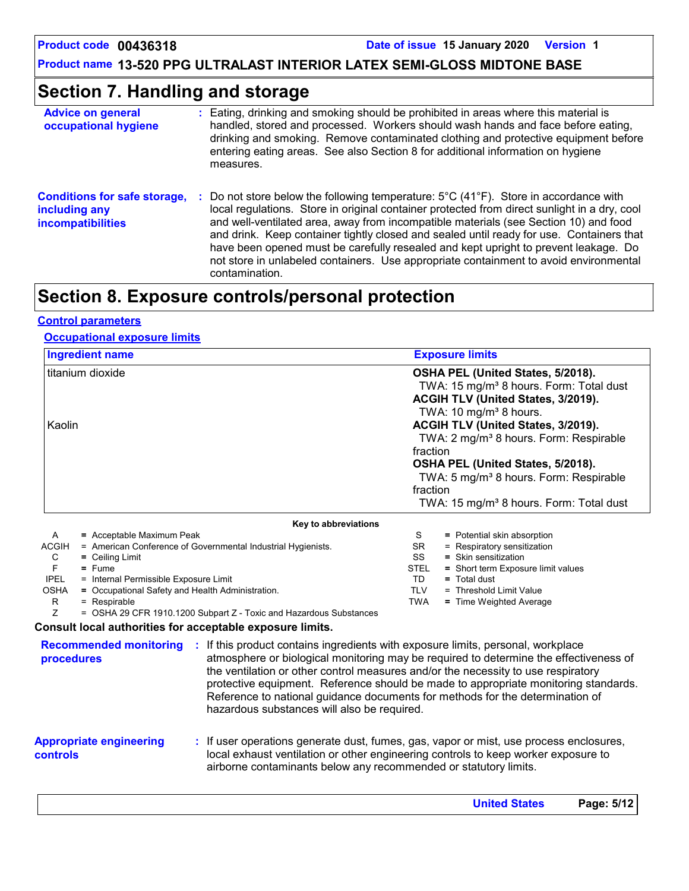## Section 7. Handling and storage

**Advice on general occupational hygiene** : Eating, drinking and smoking should be prohibited in areas where this material is handled, stored and processed. Workers should wash hands and face before eating, drinking and smoking. Remove contaminated clothing and protective equipment before entering eating areas. See also Section 8 for additional information on hygiene measures.

**Conditions for safe storage, including any incompatibilities** : Do not store below the following temperature: 5°C (41°F). Store in accordance with local regulations. Store in original container protected from direct sunlight in a dry, cool and well-ventilated area, away from incompatible materials (see Section 10) and food and drink. Keep container tightly closed and sealed until ready for use. Containers that have been opened must be carefully resealed and kept upright to prevent leakage. Do not store in unlabeled containers. Use appropriate containment to avoid environmental contamination.

## Section 8. Exposure controls/personal protection

### Control parameters

#### Occupational exposure limits

| Ingredient name | Exposure limits |
|---|---|
| titanium dioxide | **OSHA PEL (United States, 5/2018).**<br>TWA: 15 mg/m³ 8 hours. Form: Total dust<br>**ACGIH TLV (United States, 3/2019).**<br>TWA: 10 mg/m³ 8 hours. |
| Kaolin | **ACGIH TLV (United States, 3/2019).**<br>TWA: 2 mg/m³ 8 hours. Form: Respirable fraction<br>**OSHA PEL (United States, 5/2018).**<br>TWA: 5 mg/m³ 8 hours. Form: Respirable fraction<br>TWA: 15 mg/m³ 8 hours. Form: Total dust |

**Key to abbreviations**

| | | | |
|---|---|---|---|
| A | = Acceptable Maximum Peak | S | = Potential skin absorption |
| ACGIH | = American Conference of Governmental Industrial Hygienists. | SR | = Respiratory sensitization |
| C | = Ceiling Limit | SS | = Skin sensitization |
| F | = Fume | STEL | = Short term Exposure limit values |
| IPEL | = Internal Permissible Exposure Limit | TD | = Total dust |
| OSHA | = Occupational Safety and Health Administration. | TLV | = Threshold Limit Value |
| R | = Respirable | TWA | = Time Weighted Average |
| Z | = OSHA 29 CFR 1910.1200 Subpart Z - Toxic and Hazardous Substances | | |

**Consult local authorities for acceptable exposure limits.**

**Recommended monitoring procedures** : If this product contains ingredients with exposure limits, personal, workplace atmosphere or biological monitoring may be required to determine the effectiveness of the ventilation or other control measures and/or the necessity to use respiratory protective equipment. Reference should be made to appropriate monitoring standards. Reference to national guidance documents for methods for the determination of hazardous substances will also be required.

**Appropriate engineering controls** : If user operations generate dust, fumes, gas, vapor or mist, use process enclosures, local exhaust ventilation or other engineering controls to keep worker exposure to airborne contaminants below any recommended or statutory limits.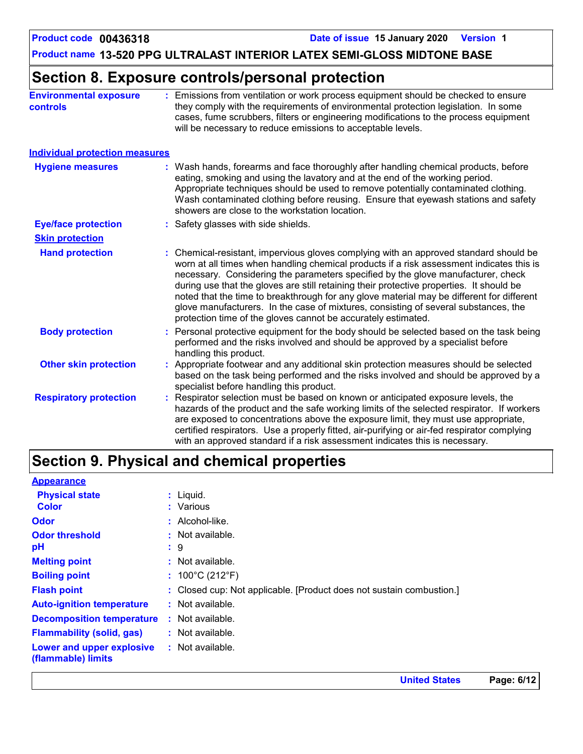## Section 8. Exposure controls/personal protection

**Environmental exposure controls** : Emissions from ventilation or work process equipment should be checked to ensure they comply with the requirements of environmental protection legislation. In some cases, fume scrubbers, filters or engineering modifications to the process equipment will be necessary to reduce emissions to acceptable levels.

### Individual protection measures

**Hygiene measures** : Wash hands, forearms and face thoroughly after handling chemical products, before eating, smoking and using the lavatory and at the end of the working period. Appropriate techniques should be used to remove potentially contaminated clothing. Wash contaminated clothing before reusing. Ensure that eyewash stations and safety showers are close to the workstation location.

**Eye/face protection** : Safety glasses with side shields.

**Skin protection**

**Hand protection** : Chemical-resistant, impervious gloves complying with an approved standard should be worn at all times when handling chemical products if a risk assessment indicates this is necessary. Considering the parameters specified by the glove manufacturer, check during use that the gloves are still retaining their protective properties. It should be noted that the time to breakthrough for any glove material may be different for different glove manufacturers. In the case of mixtures, consisting of several substances, the protection time of the gloves cannot be accurately estimated.

**Body protection** : Personal protective equipment for the body should be selected based on the task being performed and the risks involved and should be approved by a specialist before handling this product.

**Other skin protection** : Appropriate footwear and any additional skin protection measures should be selected based on the task being performed and the risks involved and should be approved by a specialist before handling this product.

**Respiratory protection** : Respirator selection must be based on known or anticipated exposure levels, the hazards of the product and the safe working limits of the selected respirator. If workers are exposed to concentrations above the exposure limit, they must use appropriate, certified respirators. Use a properly fitted, air-purifying or air-fed respirator complying with an approved standard if a risk assessment indicates this is necessary.

## Section 9. Physical and chemical properties

**Appearance**

**Physical state** : Liquid.

**Color** : Various

**Odor** : Alcohol-like.

**Odor threshold** : Not available.

**pH** : 9

**Melting point** : Not available.

**Boiling point** : 100°C (212°F)

**Flash point** : Closed cup: Not applicable. [Product does not sustain combustion.]

**Auto-ignition temperature** : Not available.

**Decomposition temperature** : Not available.

**Flammability (solid, gas)** : Not available.

**Lower and upper explosive (flammable) limits** : Not available.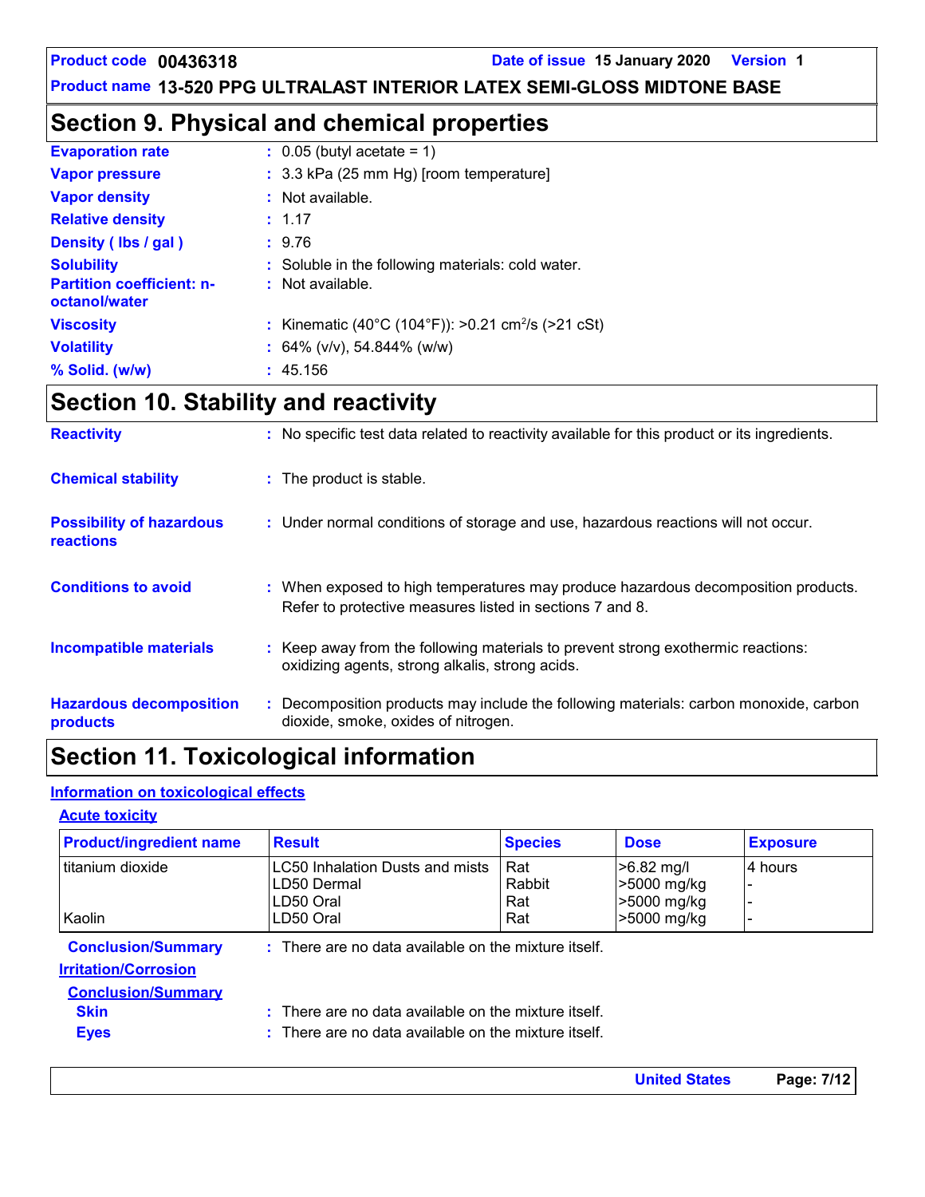## Section 9. Physical and chemical properties

**Evaporation rate** : 0.05 (butyl acetate = 1)

**Vapor pressure** : 3.3 kPa (25 mm Hg) [room temperature]

**Vapor density** : Not available.

**Relative density** : 1.17

**Density ( lbs / gal )** : 9.76

**Solubility** : Soluble in the following materials: cold water.

**Partition coefficient: n-octanol/water** : Not available.

**Viscosity** : Kinematic (40°C (104°F)): >0.21 $cm^2/s$ (>21 cSt)

**Volatility** : 64% (v/v), 54.844% (w/w)

**% Solid. (w/w)** : 45.156

## Section 10. Stability and reactivity

**Reactivity** : No specific test data related to reactivity available for this product or its ingredients.

**Chemical stability** : The product is stable.

**Possibility of hazardous reactions** : Under normal conditions of storage and use, hazardous reactions will not occur.

**Conditions to avoid** : When exposed to high temperatures may produce hazardous decomposition products. Refer to protective measures listed in sections 7 and 8.

**Incompatible materials** : Keep away from the following materials to prevent strong exothermic reactions: oxidizing agents, strong alkalis, strong acids.

**Hazardous decomposition products** : Decomposition products may include the following materials: carbon monoxide, carbon dioxide, smoke, oxides of nitrogen.

## Section 11. Toxicological information

### Information on toxicological effects

#### Acute toxicity

| Product/ingredient name | Result | Species | Dose | Exposure |
|---|---|---|---|---|
| titanium dioxide | LC50 Inhalation Dusts and mists | Rat | >6.82 mg/l | 4 hours |
| | LD50 Dermal | Rabbit | >5000 mg/kg | - |
| | LD50 Oral | Rat | >5000 mg/kg | - |
| Kaolin | LD50 Oral | Rat | >5000 mg/kg | - |

**Conclusion/Summary** : There are no data available on the mixture itself.

#### Irritation/Corrosion

**Conclusion/Summary**

**Skin** : There are no data available on the mixture itself.

**Eyes** : There are no data available on the mixture itself.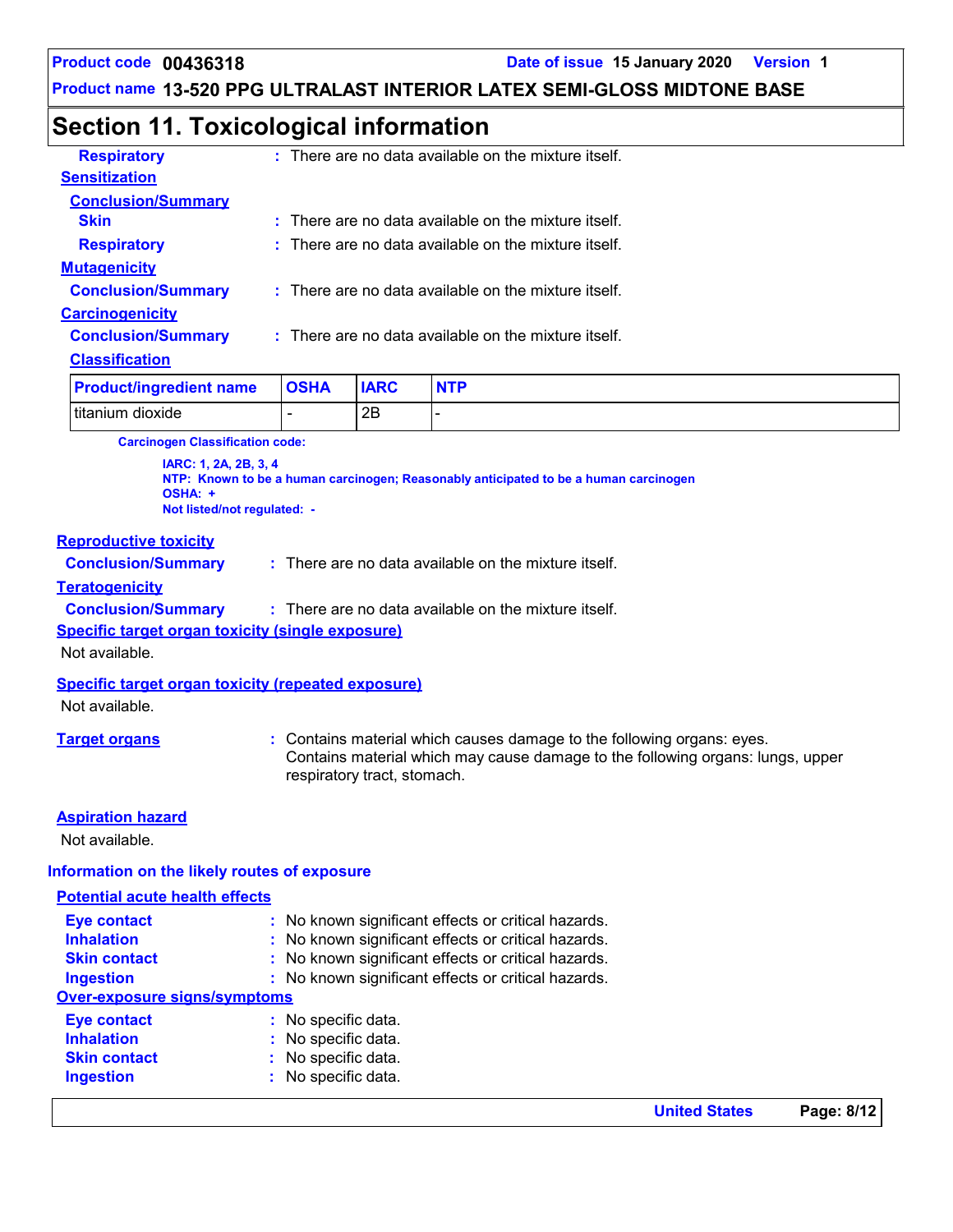## Section 11. Toxicological information

**Respiratory** : There are no data available on the mixture itself.

**Sensitization**

**Conclusion/Summary**

**Skin** : There are no data available on the mixture itself.

**Respiratory** : There are no data available on the mixture itself.

**Mutagenicity**

**Conclusion/Summary** : There are no data available on the mixture itself.

**Carcinogenicity**

**Conclusion/Summary** : There are no data available on the mixture itself.

**Classification**

| Product/ingredient name | OSHA | IARC | NTP |
|---|---|---|---|
| titanium dioxide | - | 2B | - |

**Carcinogen Classification code:**

**IARC: 1, 2A, 2B, 3, 4**
**NTP: Known to be a human carcinogen; Reasonably anticipated to be a human carcinogen**
**OSHA: +**
**Not listed/not regulated: -**

**Reproductive toxicity**

**Conclusion/Summary** : There are no data available on the mixture itself.

**Teratogenicity**

**Conclusion/Summary** : There are no data available on the mixture itself.

**Specific target organ toxicity (single exposure)**

Not available.

**Specific target organ toxicity (repeated exposure)**

Not available.

**Target organs** : Contains material which causes damage to the following organs: eyes.
Contains material which may cause damage to the following organs: lungs, upper respiratory tract, stomach.

**Aspiration hazard**

Not available.

### Information on the likely routes of exposure

**Potential acute health effects**

**Eye contact** : No known significant effects or critical hazards.
**Inhalation** : No known significant effects or critical hazards.
**Skin contact** : No known significant effects or critical hazards.
**Ingestion** : No known significant effects or critical hazards.

**Over-exposure signs/symptoms**

**Eye contact** : No specific data.
**Inhalation** : No specific data.
**Skin contact** : No specific data.
**Ingestion** : No specific data.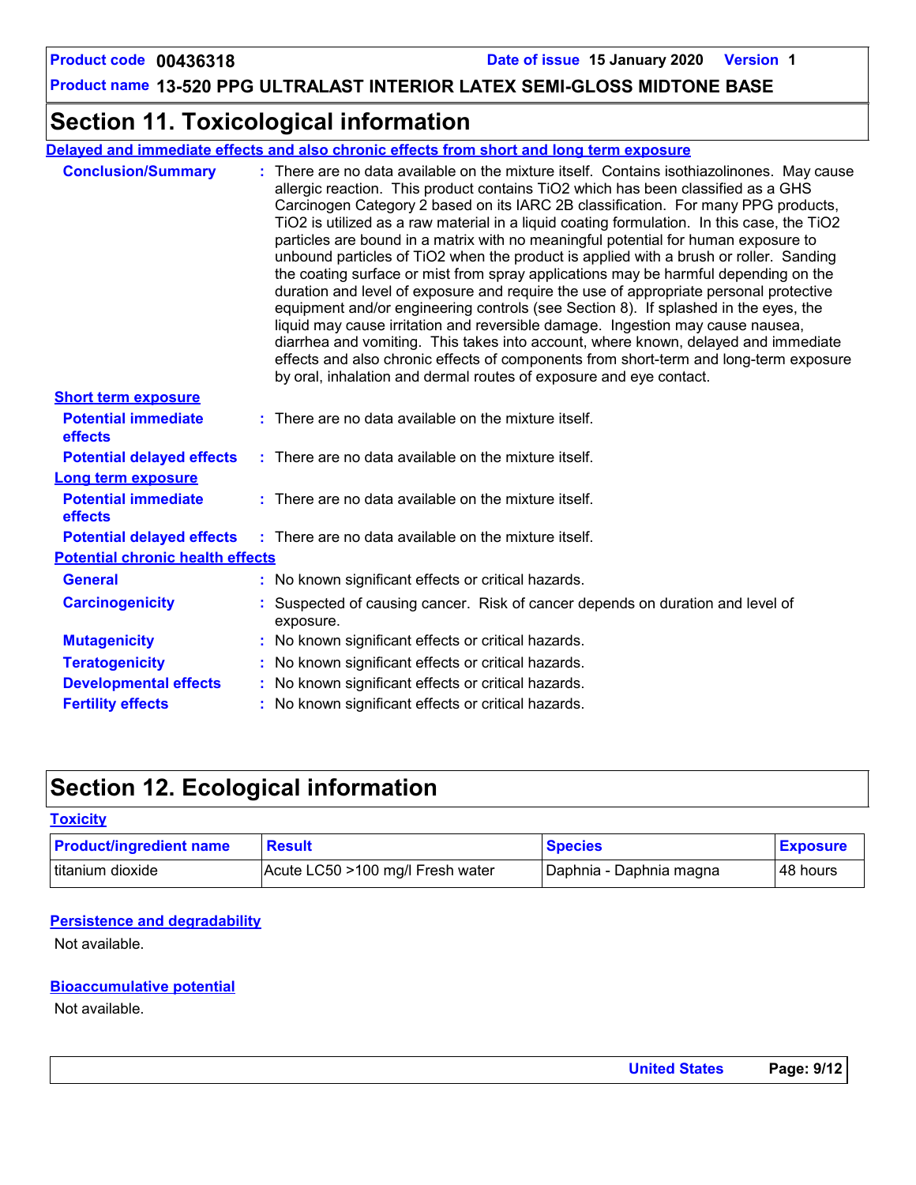## Section 11. Toxicological information

### Delayed and immediate effects and also chronic effects from short and long term exposure

**Conclusion/Summary** : There are no data available on the mixture itself. Contains isothiazolinones. May cause allergic reaction. This product contains $TiO_2$ which has been classified as a GHS Carcinogen Category 2 based on its IARC 2B classification. For many PPG products, $TiO_2$ is utilized as a raw material in a liquid coating formulation. In this case, the $TiO_2$ particles are bound in a matrix with no meaningful potential for human exposure to unbound particles of $TiO_2$ when the product is applied with a brush or roller. Sanding the coating surface or mist from spray applications may be harmful depending on the duration and level of exposure and require the use of appropriate personal protective equipment and/or engineering controls (see Section 8). If splashed in the eyes, the liquid may cause irritation and reversible damage. Ingestion may cause nausea, diarrhea and vomiting. This takes into account, where known, delayed and immediate effects and also chronic effects of components from short-term and long-term exposure by oral, inhalation and dermal routes of exposure and eye contact.

**Short term exposure**

**Potential immediate effects** : There are no data available on the mixture itself.

**Potential delayed effects** : There are no data available on the mixture itself.

**Long term exposure**

**Potential immediate effects** : There are no data available on the mixture itself.

**Potential delayed effects** : There are no data available on the mixture itself.

**Potential chronic health effects**

**General** : No known significant effects or critical hazards.

**Carcinogenicity** : Suspected of causing cancer. Risk of cancer depends on duration and level of exposure.

**Mutagenicity** : No known significant effects or critical hazards.

**Teratogenicity** : No known significant effects or critical hazards.

**Developmental effects** : No known significant effects or critical hazards.

**Fertility effects** : No known significant effects or critical hazards.

## Section 12. Ecological information

### Toxicity

| Product/ingredient name | Result | Species | Exposure |
|---|---|---|---|
| titanium dioxide | Acute LC50 >100 mg/l Fresh water | Daphnia - Daphnia magna | 48 hours |

### Persistence and degradability

Not available.

### Bioaccumulative potential

Not available.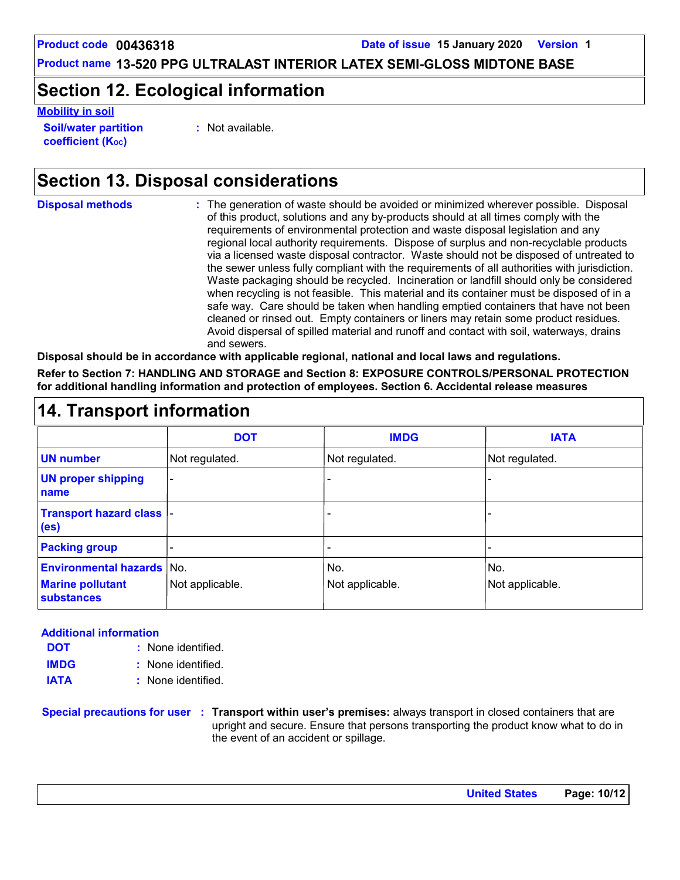## Section 12. Ecological information

**Mobility in soil**

**Soil/water partition coefficient ($K_{OC}$)** : Not available.

## Section 13. Disposal considerations

**Disposal methods** : The generation of waste should be avoided or minimized wherever possible. Disposal of this product, solutions and any by-products should at all times comply with the requirements of environmental protection and waste disposal legislation and any regional local authority requirements. Dispose of surplus and non-recyclable products via a licensed waste disposal contractor. Waste should not be disposed of untreated to the sewer unless fully compliant with the requirements of all authorities with jurisdiction. Waste packaging should be recycled. Incineration or landfill should only be considered when recycling is not feasible. This material and its container must be disposed of in a safe way. Care should be taken when handling emptied containers that have not been cleaned or rinsed out. Empty containers or liners may retain some product residues. Avoid dispersal of spilled material and runoff and contact with soil, waterways, drains and sewers.

**Disposal should be in accordance with applicable regional, national and local laws and regulations.**

**Refer to Section 7: HANDLING AND STORAGE and Section 8: EXPOSURE CONTROLS/PERSONAL PROTECTION for additional handling information and protection of employees. Section 6. Accidental release measures**

## 14. Transport information

| | DOT | IMDG | IATA |
|---|---|---|---|
| **UN number** | Not regulated. | Not regulated. | Not regulated. |
| **UN proper shipping name** | - | - | - |
| **Transport hazard class (es)** | - | - | - |
| **Packing group** | - | - | - |
| **Environmental hazards** | No. | No. | No. |
| **Marine pollutant substances** | Not applicable. | Not applicable. | Not applicable. |

**Additional information**

**DOT** : None identified.

**IMDG** : None identified.

**IATA** : None identified.

**Special precautions for user** : **Transport within user's premises:** always transport in closed containers that are upright and secure. Ensure that persons transporting the product know what to do in the event of an accident or spillage.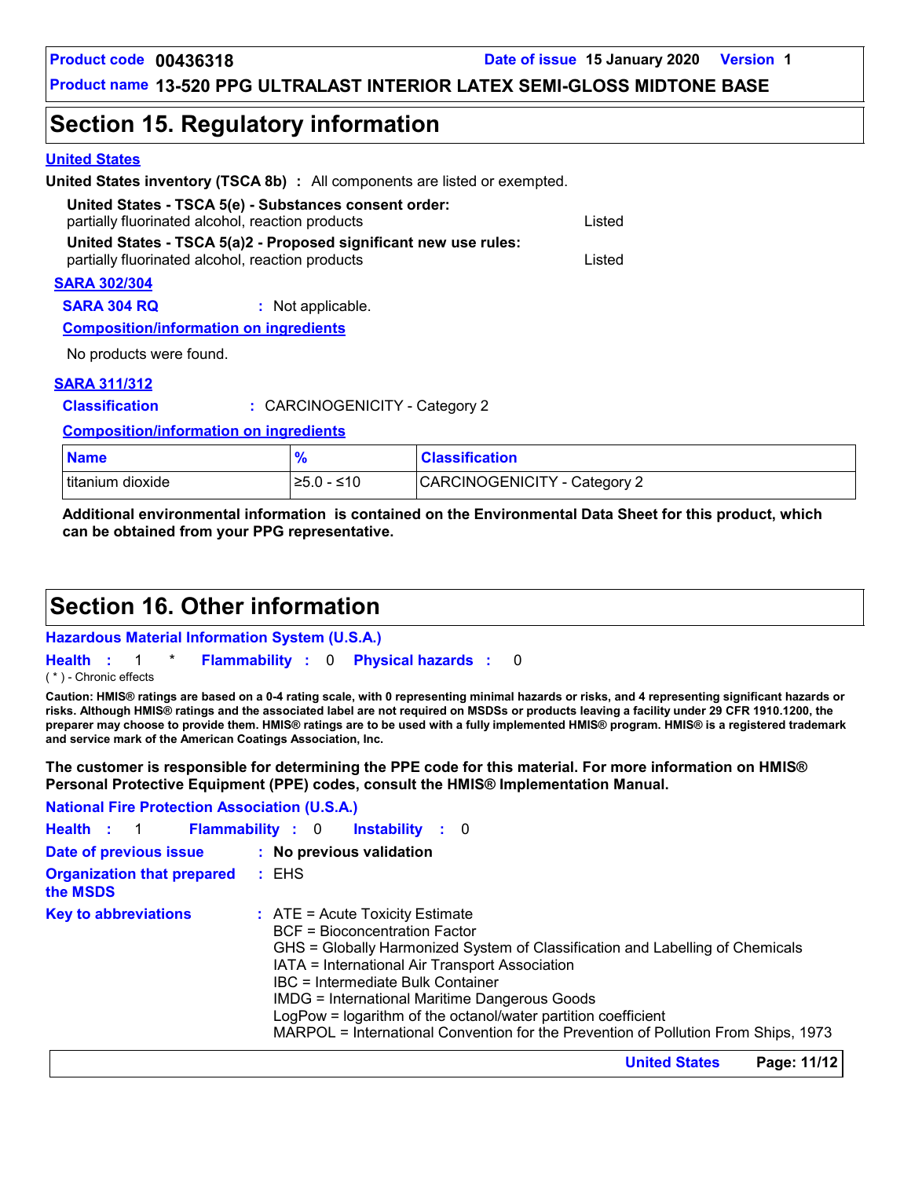## Section 15. Regulatory information

### United States

**United States inventory (TSCA 8b)** : All components are listed or exempted.

**United States - TSCA 5(e) - Substances consent order:**
partially fluorinated alcohol, reaction products — Listed

**United States - TSCA 5(a)2 - Proposed significant new use rules:**
partially fluorinated alcohol, reaction products — Listed

### SARA 302/304

**SARA 304 RQ** : Not applicable.

**Composition/information on ingredients**

No products were found.

### SARA 311/312

**Classification** : CARCINOGENICITY - Category 2

**Composition/information on ingredients**

| Name | % | Classification |
|---|---|---|
| titanium dioxide | ≥5.0 - ≤10 | CARCINOGENICITY - Category 2 |

**Additional environmental information is contained on the Environmental Data Sheet for this product, which can be obtained from your PPG representative.**

## Section 16. Other information

### Hazardous Material Information System (U.S.A.)

**Health** : 1 * **Flammability** : 0 **Physical hazards** : 0

( * ) - Chronic effects

**Caution: HMIS® ratings are based on a 0-4 rating scale, with 0 representing minimal hazards or risks, and 4 representing significant hazards or risks. Although HMIS® ratings and the associated label are not required on MSDSs or products leaving a facility under 29 CFR 1910.1200, the preparer may choose to provide them. HMIS® ratings are to be used with a fully implemented HMIS® program. HMIS® is a registered trademark and service mark of the American Coatings Association, Inc.**

**The customer is responsible for determining the PPE code for this material. For more information on HMIS® Personal Protective Equipment (PPE) codes, consult the HMIS® Implementation Manual.**

### National Fire Protection Association (U.S.A.)

**Health** : 1 **Flammability** : 0 **Instability** : 0

**Date of previous issue** : **No previous validation**

**Organization that prepared the MSDS** : EHS

**Key to abbreviations** :
ATE = Acute Toxicity Estimate
BCF = Bioconcentration Factor
GHS = Globally Harmonized System of Classification and Labelling of Chemicals
IATA = International Air Transport Association
IBC = Intermediate Bulk Container
IMDG = International Maritime Dangerous Goods
LogPow = logarithm of the octanol/water partition coefficient
MARPOL = International Convention for the Prevention of Pollution From Ships, 1973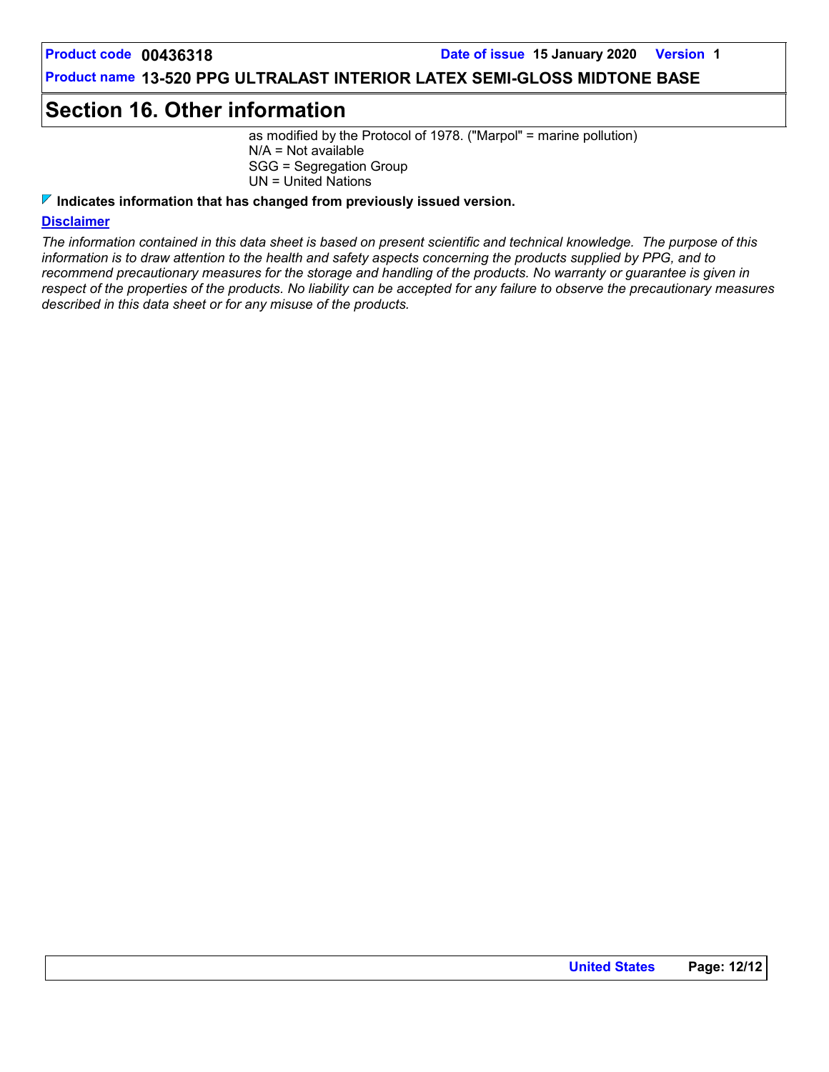## Section 16. Other information

as modified by the Protocol of 1978. ("Marpol" = marine pollution)
N/A = Not available
SGG = Segregation Group
UN = United Nations

**Indicates information that has changed from previously issued version.**

**Disclaimer**

*The information contained in this data sheet is based on present scientific and technical knowledge. The purpose of this information is to draw attention to the health and safety aspects concerning the products supplied by PPG, and to recommend precautionary measures for the storage and handling of the products. No warranty or guarantee is given in respect of the properties of the products. No liability can be accepted for any failure to observe the precautionary measures described in this data sheet or for any misuse of the products.*